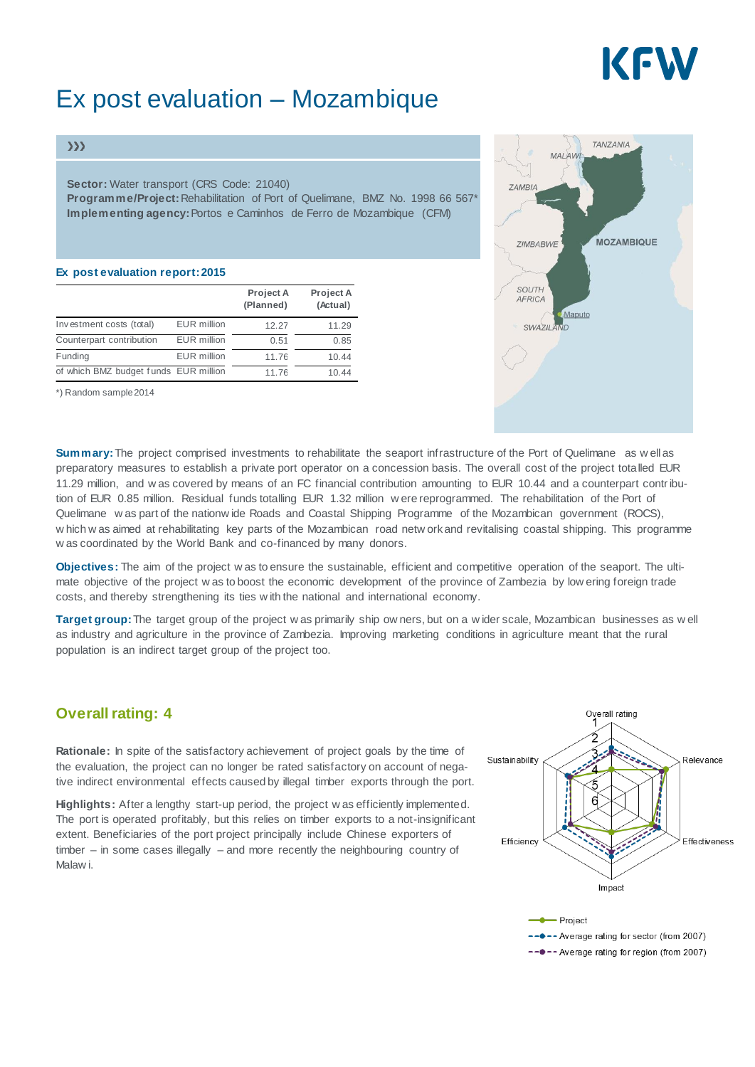# Ex post evaluation – Mozambique

**Sector:** Water transport (CRS Code: 21040)
**Programme/Project:** Rehabilitation of Port of Quelimane, BMZ No. 1998 66 567*
**Implementing agency:** Portos e Caminhos de Ferro de Mozambique (CFM)

### Ex post evaluation report: 2015

| | | Project A (Planned) | Project A (Actual) |
|---|---|---|---|
| Investment costs (total) | EUR million | 12.27 | 11.29 |
| Counterpart contribution | EUR million | 0.51 | 0.85 |
| Funding | EUR million | 11.76 | 10.44 |
| of which BMZ budget funds | EUR million | 11.76 | 10.44 |

*) Random sample 2014

**Summary:** The project comprised investments to rehabilitate the seaport infrastructure of the Port of Quelimane as well as preparatory measures to establish a private port operator on a concession basis. The overall cost of the project totalled EUR 11.29 million, and was covered by means of an FC financial contribution amounting to EUR 10.44 and a counterpart contribution of EUR 0.85 million. Residual funds totalling EUR 1.32 million were reprogrammed. The rehabilitation of the Port of Quelimane was part of the nationwide Roads and Coastal Shipping Programme of the Mozambican government (ROCS), which was aimed at rehabilitating key parts of the Mozambican road network and revitalising coastal shipping. This programme was coordinated by the World Bank and co-financed by many donors.

**Objectives:** The aim of the project was to ensure the sustainable, efficient and competitive operation of the seaport. The ultimate objective of the project was to boost the economic development of the province of Zambezia by lowering foreign trade costs, and thereby strengthening its ties with the national and international economy.

**Target group:** The target group of the project was primarily ship owners, but on a wider scale, Mozambican businesses as well as industry and agriculture in the province of Zambezia. Improving marketing conditions in agriculture meant that the rural population is an indirect target group of the project too.

## Overall rating: 4

**Rationale:** In spite of the satisfactory achievement of project goals by the time of the evaluation, the project can no longer be rated satisfactory on account of negative indirect environmental effects caused by illegal timber exports through the port.

**Highlights:** After a lengthy start-up period, the project was efficiently implemented. The port is operated profitably, but this relies on timber exports to a not-insignificant extent. Beneficiaries of the port project principally include Chinese exporters of timber – in some cases illegally – and more recently the neighbouring country of Malawi.

Project
Average rating for sector (from 2007)
Average rating for region (from 2007)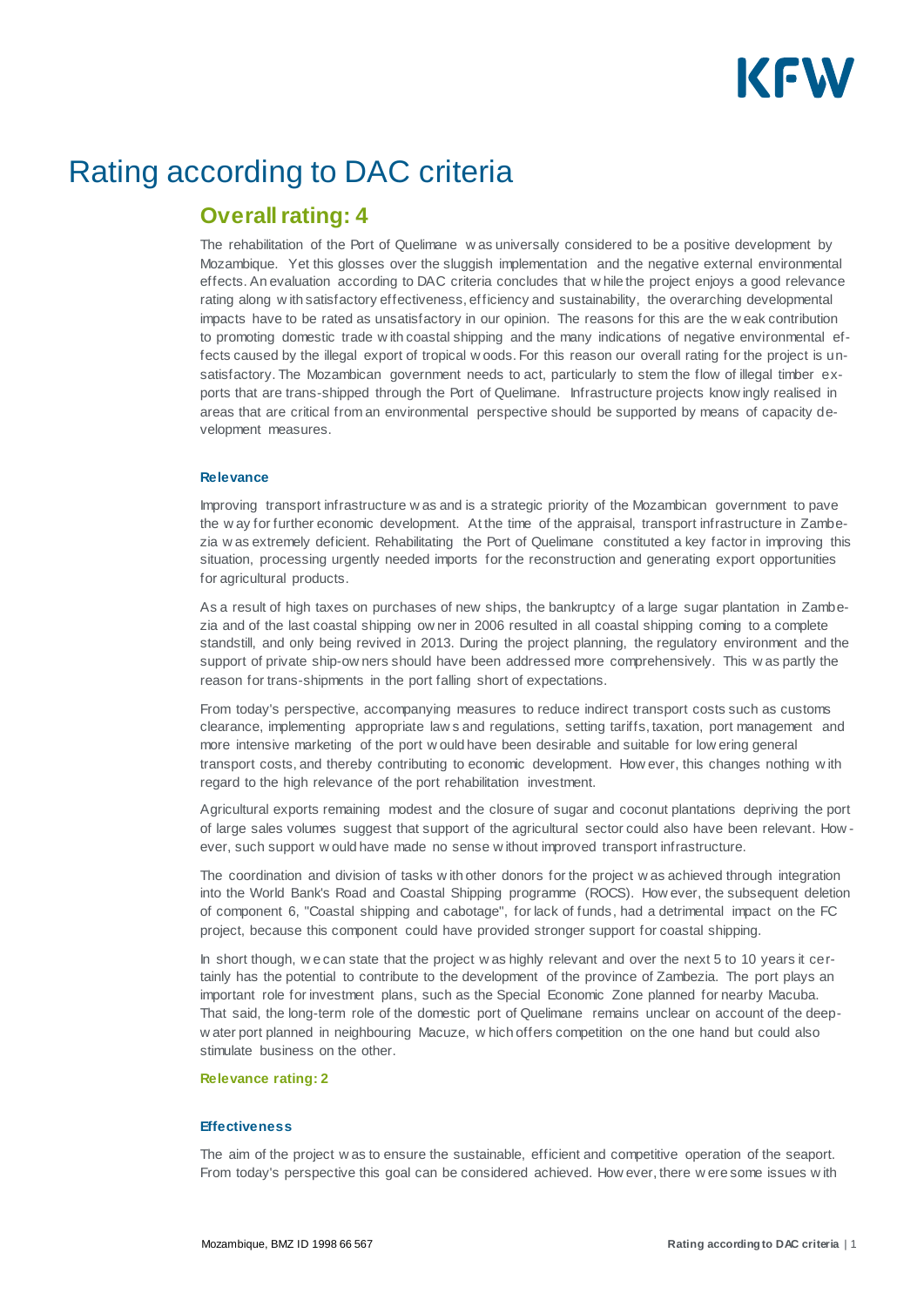# Rating according to DAC criteria

## Overall rating: 4

The rehabilitation of the Port of Quelimane was universally considered to be a positive development by Mozambique. Yet this glosses over the sluggish implementation and the negative external environmental effects. An evaluation according to DAC criteria concludes that while the project enjoys a good relevance rating along with satisfactory effectiveness, efficiency and sustainability, the overarching developmental impacts have to be rated as unsatisfactory in our opinion. The reasons for this are the weak contribution to promoting domestic trade with coastal shipping and the many indications of negative environmental effects caused by the illegal export of tropical woods. For this reason our overall rating for the project is unsatisfactory. The Mozambican government needs to act, particularly to stem the flow of illegal timber exports that are trans-shipped through the Port of Quelimane. Infrastructure projects knowingly realised in areas that are critical from an environmental perspective should be supported by means of capacity development measures.

### Relevance

Improving transport infrastructure was and is a strategic priority of the Mozambican government to pave the way for further economic development. At the time of the appraisal, transport infrastructure in Zambezia was extremely deficient. Rehabilitating the Port of Quelimane constituted a key factor in improving this situation, processing urgently needed imports for the reconstruction and generating export opportunities for agricultural products.

As a result of high taxes on purchases of new ships, the bankruptcy of a large sugar plantation in Zambezia and of the last coastal shipping owner in 2006 resulted in all coastal shipping coming to a complete standstill, and only being revived in 2013. During the project planning, the regulatory environment and the support of private ship-owners should have been addressed more comprehensively. This was partly the reason for trans-shipments in the port falling short of expectations.

From today's perspective, accompanying measures to reduce indirect transport costs such as customs clearance, implementing appropriate laws and regulations, setting tariffs, taxation, port management and more intensive marketing of the port would have been desirable and suitable for lowering general transport costs, and thereby contributing to economic development. However, this changes nothing with regard to the high relevance of the port rehabilitation investment.

Agricultural exports remaining modest and the closure of sugar and coconut plantations depriving the port of large sales volumes suggest that support of the agricultural sector could also have been relevant. However, such support would have made no sense without improved transport infrastructure.

The coordination and division of tasks with other donors for the project was achieved through integration into the World Bank's Road and Coastal Shipping programme (ROCS). However, the subsequent deletion of component 6, "Coastal shipping and cabotage", for lack of funds, had a detrimental impact on the FC project, because this component could have provided stronger support for coastal shipping.

In short though, we can state that the project was highly relevant and over the next 5 to 10 years it certainly has the potential to contribute to the development of the province of Zambezia. The port plays an important role for investment plans, such as the Special Economic Zone planned for nearby Macuba. That said, the long-term role of the domestic port of Quelimane remains unclear on account of the deep-water port planned in neighbouring Macuze, which offers competition on the one hand but could also stimulate business on the other.

**Relevance rating: 2**

### Effectiveness

The aim of the project was to ensure the sustainable, efficient and competitive operation of the seaport. From today's perspective this goal can be considered achieved. However, there were some issues with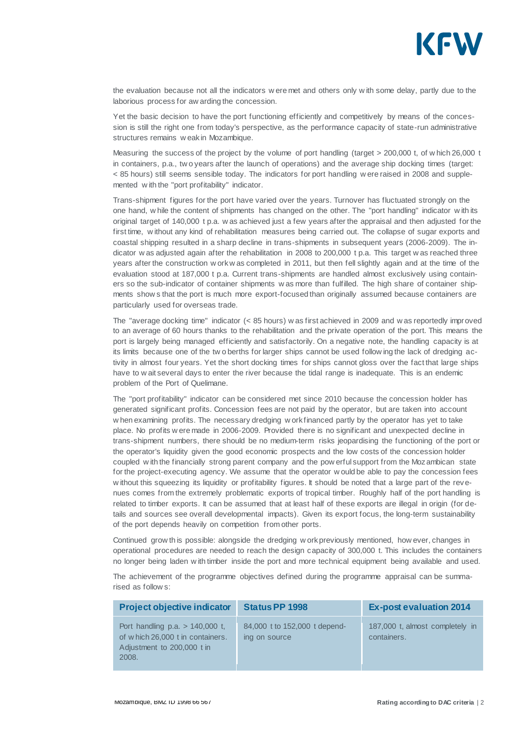the evaluation because not all the indicators were met and others only with some delay, partly due to the laborious process for awarding the concession.

Yet the basic decision to have the port functioning efficiently and competitively by means of the concession is still the right one from today's perspective, as the performance capacity of state-run administrative structures remains weak in Mozambique.

Measuring the success of the project by the volume of port handling (target > 200,000 t, of which 26,000 t in containers, p.a., two years after the launch of operations) and the average ship docking times (target: < 85 hours) still seems sensible today. The indicators for port handling were raised in 2008 and supplemented with the "port profitability" indicator.

Trans-shipment figures for the port have varied over the years. Turnover has fluctuated strongly on the one hand, while the content of shipments has changed on the other. The "port handling" indicator with its original target of 140,000 t p.a. was achieved just a few years after the appraisal and then adjusted for the first time, without any kind of rehabilitation measures being carried out. The collapse of sugar exports and coastal shipping resulted in a sharp decline in trans-shipments in subsequent years (2006-2009). The indicator was adjusted again after the rehabilitation in 2008 to 200,000 t p.a. This target was reached three years after the construction work was completed in 2011, but then fell slightly again and at the time of the evaluation stood at 187,000 t p.a. Current trans-shipments are handled almost exclusively using containers so the sub-indicator of container shipments was more than fulfilled. The high share of container shipments shows that the port is much more export-focused than originally assumed because containers are particularly used for overseas trade.

The "average docking time" indicator (< 85 hours) was first achieved in 2009 and was reportedly improved to an average of 60 hours thanks to the rehabilitation and the private operation of the port. This means the port is largely being managed efficiently and satisfactorily. On a negative note, the handling capacity is at its limits because one of the two berths for larger ships cannot be used following the lack of dredging activity in almost four years. Yet the short docking times for ships cannot gloss over the fact that large ships have to wait several days to enter the river because the tidal range is inadequate. This is an endemic problem of the Port of Quelimane.

The "port profitability" indicator can be considered met since 2010 because the concession holder has generated significant profits. Concession fees are not paid by the operator, but are taken into account when examining profits. The necessary dredging work financed partly by the operator has yet to take place. No profits were made in 2006-2009. Provided there is no significant and unexpected decline in trans-shipment numbers, there should be no medium-term risks jeopardising the functioning of the port or the operator's liquidity given the good economic prospects and the low costs of the concession holder coupled with the financially strong parent company and the powerful support from the Mozambican state for the project-executing agency. We assume that the operator would be able to pay the concession fees without this squeezing its liquidity or profitability figures. It should be noted that a large part of the revenues comes from the extremely problematic exports of tropical timber. Roughly half of the port handling is related to timber exports. It can be assumed that at least half of these exports are illegal in origin (for details and sources see overall developmental impacts). Given its export focus, the long-term sustainability of the port depends heavily on competition from other ports.

Continued growth is possible: alongside the dredging work previously mentioned, however, changes in operational procedures are needed to reach the design capacity of 300,000 t. This includes the containers no longer being laden with timber inside the port and more technical equipment being available and used.

The achievement of the programme objectives defined during the programme appraisal can be summarised as follows:

| Project objective indicator | Status PP 1998 | Ex-post evaluation 2014 |
|---|---|---|
| Port handling p.a. > 140,000 t, of which 26,000 t in containers. Adjustment to 200,000 t in 2008. | 84,000 t to 152,000 t depending on source | 187,000 t, almost completely in containers. |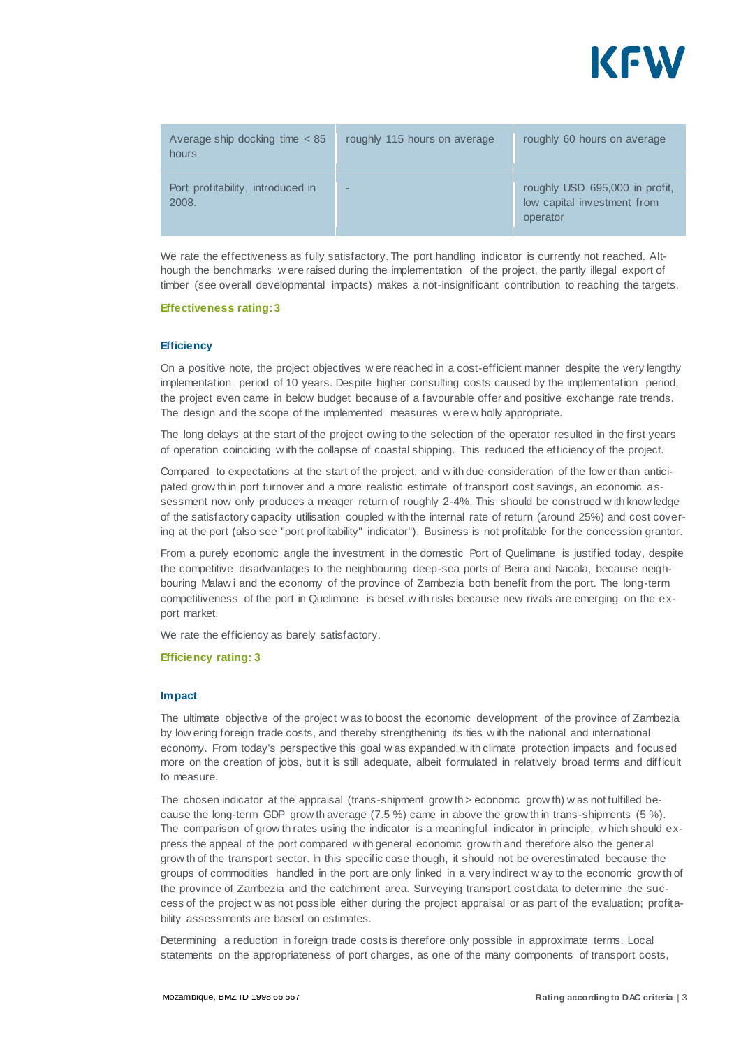| Average ship docking time < 85 hours | roughly 115 hours on average | roughly 60 hours on average |
|---|---|---|
| Port profitability, introduced in 2008. | - | roughly USD 695,000 in profit, low capital investment from operator |

We rate the effectiveness as fully satisfactory. The port handling indicator is currently not reached. Although the benchmarks were raised during the implementation of the project, the partly illegal export of timber (see overall developmental impacts) makes a not-insignificant contribution to reaching the targets.

**Effectiveness rating: 3**

### Efficiency

On a positive note, the project objectives were reached in a cost-efficient manner despite the very lengthy implementation period of 10 years. Despite higher consulting costs caused by the implementation period, the project even came in below budget because of a favourable offer and positive exchange rate trends. The design and the scope of the implemented measures were wholly appropriate.

The long delays at the start of the project owing to the selection of the operator resulted in the first years of operation coinciding with the collapse of coastal shipping. This reduced the efficiency of the project.

Compared to expectations at the start of the project, and with due consideration of the lower than anticipated growth in port turnover and a more realistic estimate of transport cost savings, an economic assessment now only produces a meager return of roughly 2-4%. This should be construed with knowledge of the satisfactory capacity utilisation coupled with the internal rate of return (around 25%) and cost covering at the port (also see "port profitability" indicator"). Business is not profitable for the concession grantor.

From a purely economic angle the investment in the domestic Port of Quelimane is justified today, despite the competitive disadvantages to the neighbouring deep-sea ports of Beira and Nacala, because neighbouring Malawi and the economy of the province of Zambezia both benefit from the port. The long-term competitiveness of the port in Quelimane is beset with risks because new rivals are emerging on the export market.

We rate the efficiency as barely satisfactory.

**Efficiency rating: 3**

### Impact

The ultimate objective of the project was to boost the economic development of the province of Zambezia by lowering foreign trade costs, and thereby strengthening its ties with the national and international economy. From today's perspective this goal was expanded with climate protection impacts and focused more on the creation of jobs, but it is still adequate, albeit formulated in relatively broad terms and difficult to measure.

The chosen indicator at the appraisal (trans-shipment growth > economic growth) was not fulfilled because the long-term GDP growth average (7.5 %) came in above the growth in trans-shipments (5 %). The comparison of growth rates using the indicator is a meaningful indicator in principle, which should express the appeal of the port compared with general economic growth and therefore also the general growth of the transport sector. In this specific case though, it should not be overestimated because the groups of commodities handled in the port are only linked in a very indirect way to the economic growth of the province of Zambezia and the catchment area. Surveying transport cost data to determine the success of the project was not possible either during the project appraisal or as part of the evaluation; profitability assessments are based on estimates.

Determining a reduction in foreign trade costs is therefore only possible in approximate terms. Local statements on the appropriateness of port charges, as one of the many components of transport costs,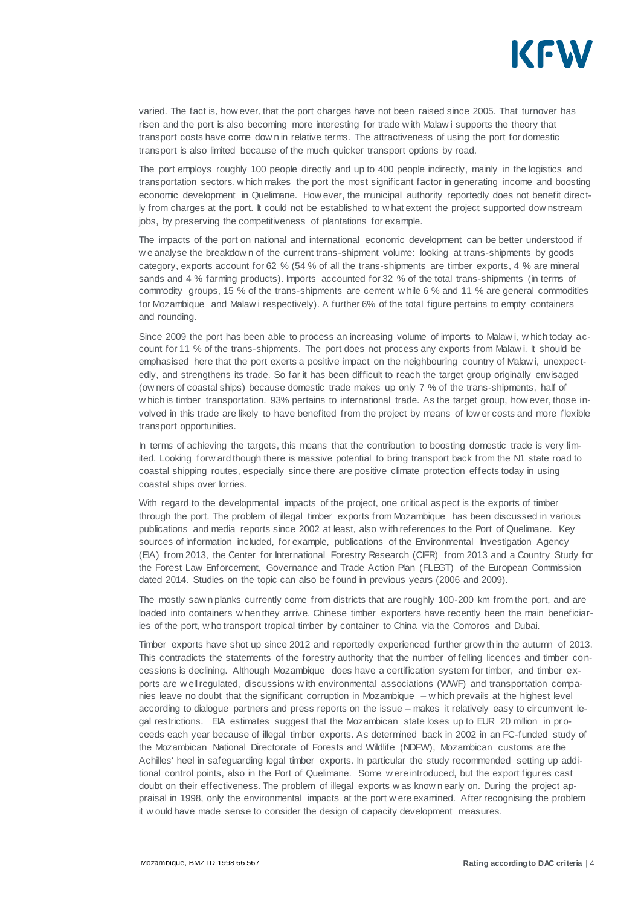varied. The fact is, however, that the port charges have not been raised since 2005. That turnover has risen and the port is also becoming more interesting for trade with Malawi supports the theory that transport costs have come down in relative terms. The attractiveness of using the port for domestic transport is also limited because of the much quicker transport options by road.

The port employs roughly 100 people directly and up to 400 people indirectly, mainly in the logistics and transportation sectors, which makes the port the most significant factor in generating income and boosting economic development in Quelimane. However, the municipal authority reportedly does not benefit directly from charges at the port. It could not be established to what extent the project supported downstream jobs, by preserving the competitiveness of plantations for example.

The impacts of the port on national and international economic development can be better understood if we analyse the breakdown of the current trans-shipment volume: looking at trans-shipments by goods category, exports account for 62 % (54 % of all the trans-shipments are timber exports, 4 % are mineral sands and 4 % farming products). Imports accounted for 32 % of the total trans-shipments (in terms of commodity groups, 15 % of the trans-shipments are cement while 6 % and 11 % are general commodities for Mozambique and Malawi respectively). A further 6% of the total figure pertains to empty containers and rounding.

Since 2009 the port has been able to process an increasing volume of imports to Malawi, which today account for 11 % of the trans-shipments. The port does not process any exports from Malawi. It should be emphasised here that the port exerts a positive impact on the neighbouring country of Malawi, unexpectedly, and strengthens its trade. So far it has been difficult to reach the target group originally envisaged (owners of coastal ships) because domestic trade makes up only 7 % of the trans-shipments, half of which is timber transportation. 93% pertains to international trade. As the target group, however, those involved in this trade are likely to have benefited from the project by means of lower costs and more flexible transport opportunities.

In terms of achieving the targets, this means that the contribution to boosting domestic trade is very limited. Looking forward though there is massive potential to bring transport back from the N1 state road to coastal shipping routes, especially since there are positive climate protection effects today in using coastal ships over lorries.

With regard to the developmental impacts of the project, one critical aspect is the exports of timber through the port. The problem of illegal timber exports from Mozambique has been discussed in various publications and media reports since 2002 at least, also with references to the Port of Quelimane. Key sources of information included, for example, publications of the Environmental Investigation Agency (EIA) from 2013, the Center for International Forestry Research (CIFR) from 2013 and a Country Study for the Forest Law Enforcement, Governance and Trade Action Plan (FLEGT) of the European Commission dated 2014. Studies on the topic can also be found in previous years (2006 and 2009).

The mostly sawn planks currently come from districts that are roughly 100-200 km from the port, and are loaded into containers when they arrive. Chinese timber exporters have recently been the main beneficiaries of the port, who transport tropical timber by container to China via the Comoros and Dubai.

Timber exports have shot up since 2012 and reportedly experienced further growth in the autumn of 2013. This contradicts the statements of the forestry authority that the number of felling licences and timber concessions is declining. Although Mozambique does have a certification system for timber, and timber exports are well regulated, discussions with environmental associations (WWF) and transportation companies leave no doubt that the significant corruption in Mozambique – which prevails at the highest level according to dialogue partners and press reports on the issue – makes it relatively easy to circumvent legal restrictions. EIA estimates suggest that the Mozambican state loses up to EUR 20 million in proceeds each year because of illegal timber exports. As determined back in 2002 in an FC-funded study of the Mozambican National Directorate of Forests and Wildlife (NDFW), Mozambican customs are the Achilles' heel in safeguarding legal timber exports. In particular the study recommended setting up additional control points, also in the Port of Quelimane. Some were introduced, but the export figures cast doubt on their effectiveness. The problem of illegal exports was known early on. During the project appraisal in 1998, only the environmental impacts at the port were examined. After recognising the problem it would have made sense to consider the design of capacity development measures.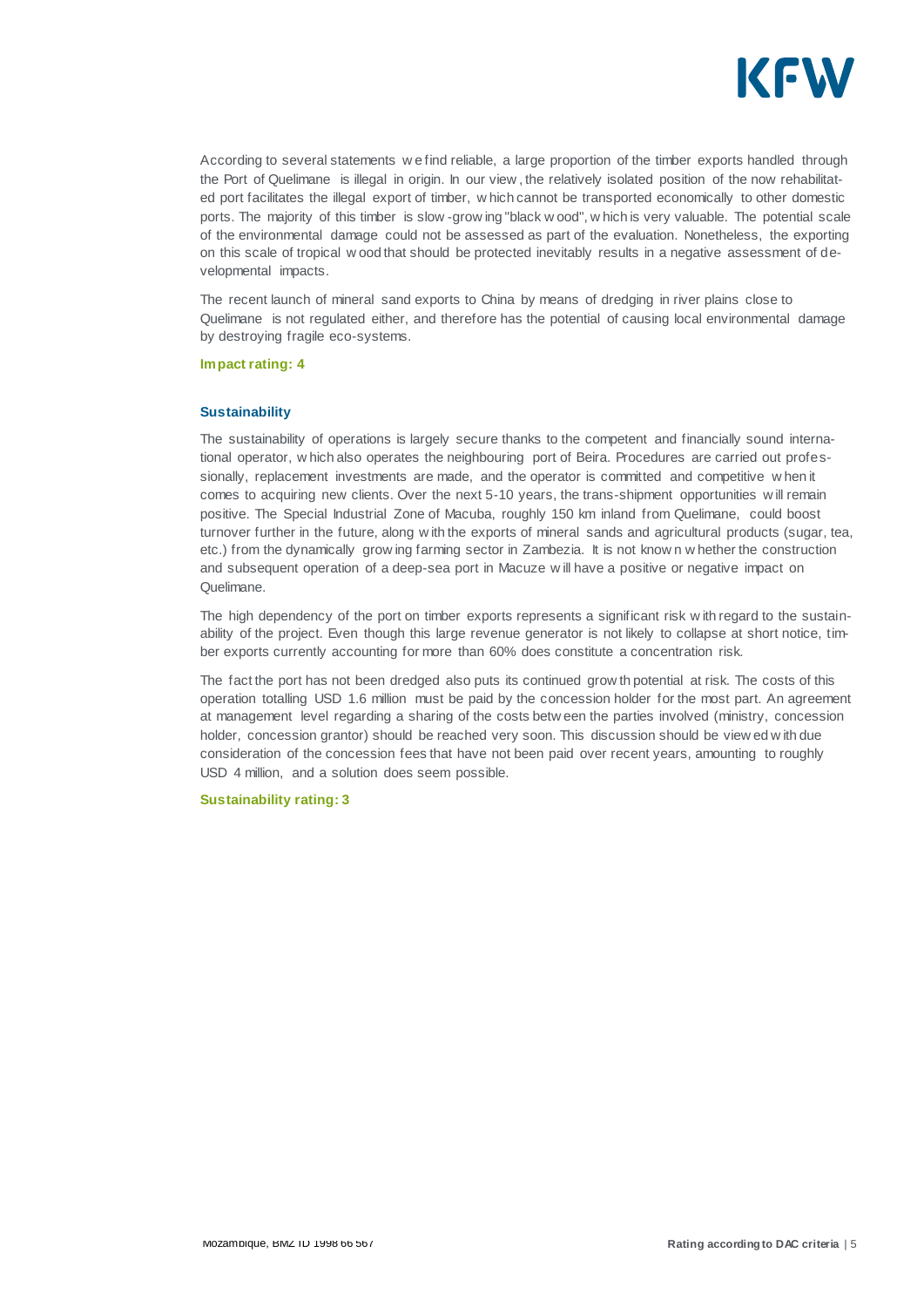According to several statements we find reliable, a large proportion of the timber exports handled through the Port of Quelimane is illegal in origin. In our view, the relatively isolated position of the now rehabilitated port facilitates the illegal export of timber, which cannot be transported economically to other domestic ports. The majority of this timber is slow-growing "black wood", which is very valuable. The potential scale of the environmental damage could not be assessed as part of the evaluation. Nonetheless, the exporting on this scale of tropical wood that should be protected inevitably results in a negative assessment of developmental impacts.

The recent launch of mineral sand exports to China by means of dredging in river plains close to Quelimane is not regulated either, and therefore has the potential of causing local environmental damage by destroying fragile eco-systems.

**Impact rating: 4**

### Sustainability

The sustainability of operations is largely secure thanks to the competent and financially sound international operator, which also operates the neighbouring port of Beira. Procedures are carried out professionally, replacement investments are made, and the operator is committed and competitive when it comes to acquiring new clients. Over the next 5-10 years, the trans-shipment opportunities will remain positive. The Special Industrial Zone of Macuba, roughly 150 km inland from Quelimane, could boost turnover further in the future, along with the exports of mineral sands and agricultural products (sugar, tea, etc.) from the dynamically growing farming sector in Zambezia. It is not known whether the construction and subsequent operation of a deep-sea port in Macuze will have a positive or negative impact on Quelimane.

The high dependency of the port on timber exports represents a significant risk with regard to the sustainability of the project. Even though this large revenue generator is not likely to collapse at short notice, timber exports currently accounting for more than 60% does constitute a concentration risk.

The fact the port has not been dredged also puts its continued growth potential at risk. The costs of this operation totalling USD 1.6 million must be paid by the concession holder for the most part. An agreement at management level regarding a sharing of the costs between the parties involved (ministry, concession holder, concession grantor) should be reached very soon. This discussion should be viewed with due consideration of the concession fees that have not been paid over recent years, amounting to roughly USD 4 million, and a solution does seem possible.

**Sustainability rating: 3**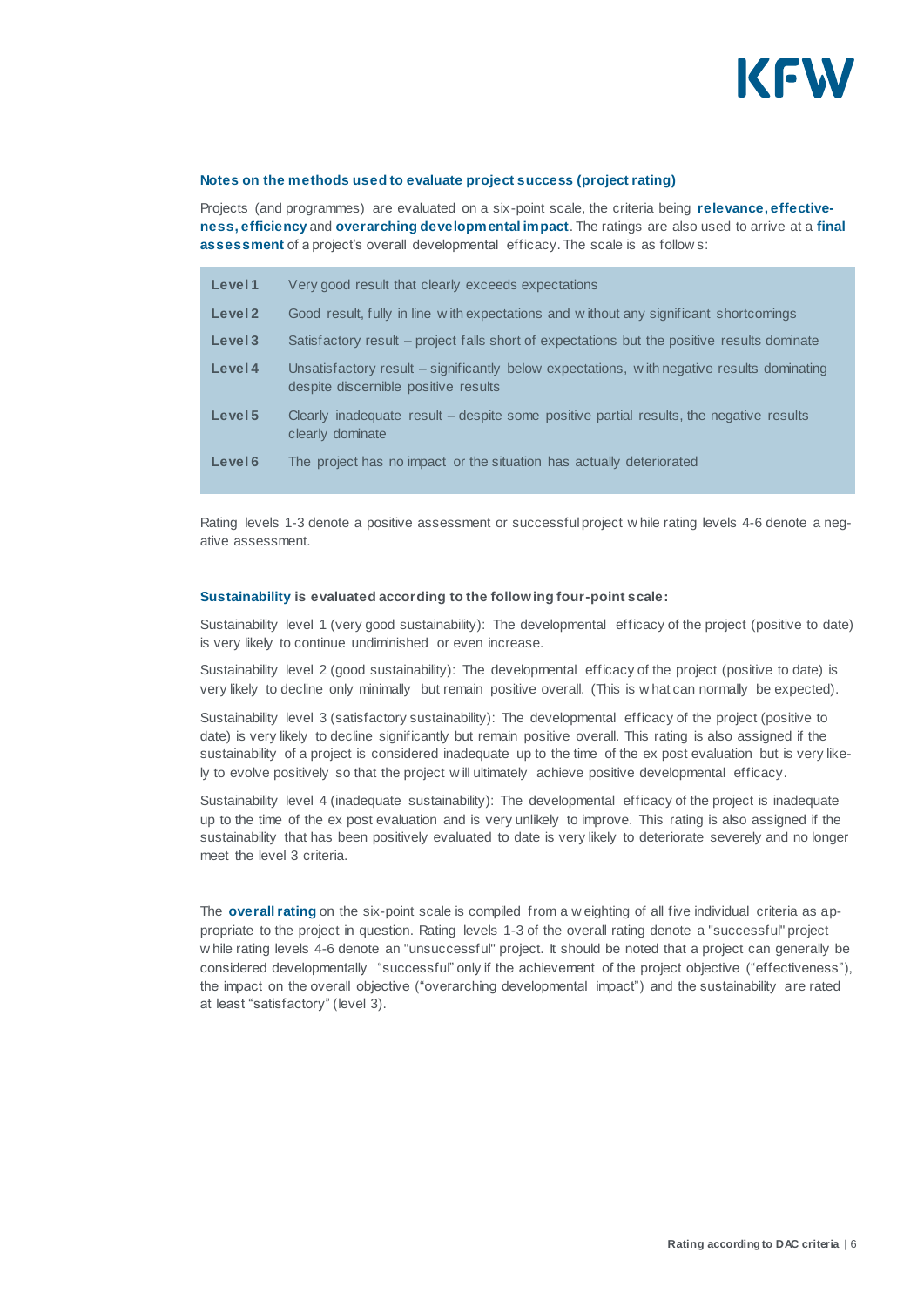### Notes on the methods used to evaluate project success (project rating)

Projects (and programmes) are evaluated on a six-point scale, the criteria being **relevance, effectiveness, efficiency** and **overarching developmental impact**. The ratings are also used to arrive at a **final assessment** of a project's overall developmental efficacy. The scale is as follows:

| | |
|---|---|
| **Level 1** | Very good result that clearly exceeds expectations |
| **Level 2** | Good result, fully in line with expectations and without any significant shortcomings |
| **Level 3** | Satisfactory result – project falls short of expectations but the positive results dominate |
| **Level 4** | Unsatisfactory result – significantly below expectations, with negative results dominating despite discernible positive results |
| **Level 5** | Clearly inadequate result – despite some positive partial results, the negative results clearly dominate |
| **Level 6** | The project has no impact or the situation has actually deteriorated |

Rating levels 1-3 denote a positive assessment or successful project while rating levels 4-6 denote a negative assessment.

### **Sustainability** is evaluated according to the following four-point scale:

Sustainability level 1 (very good sustainability): The developmental efficacy of the project (positive to date) is very likely to continue undiminished or even increase.

Sustainability level 2 (good sustainability): The developmental efficacy of the project (positive to date) is very likely to decline only minimally but remain positive overall. (This is what can normally be expected).

Sustainability level 3 (satisfactory sustainability): The developmental efficacy of the project (positive to date) is very likely to decline significantly but remain positive overall. This rating is also assigned if the sustainability of a project is considered inadequate up to the time of the ex post evaluation but is very likely to evolve positively so that the project will ultimately achieve positive developmental efficacy.

Sustainability level 4 (inadequate sustainability): The developmental efficacy of the project is inadequate up to the time of the ex post evaluation and is very unlikely to improve. This rating is also assigned if the sustainability that has been positively evaluated to date is very likely to deteriorate severely and no longer meet the level 3 criteria.

The **overall rating** on the six-point scale is compiled from a weighting of all five individual criteria as appropriate to the project in question. Rating levels 1-3 of the overall rating denote a "successful" project while rating levels 4-6 denote an "unsuccessful" project. It should be noted that a project can generally be considered developmentally "successful" only if the achievement of the project objective ("effectiveness"), the impact on the overall objective ("overarching developmental impact") and the sustainability are rated at least "satisfactory" (level 3).